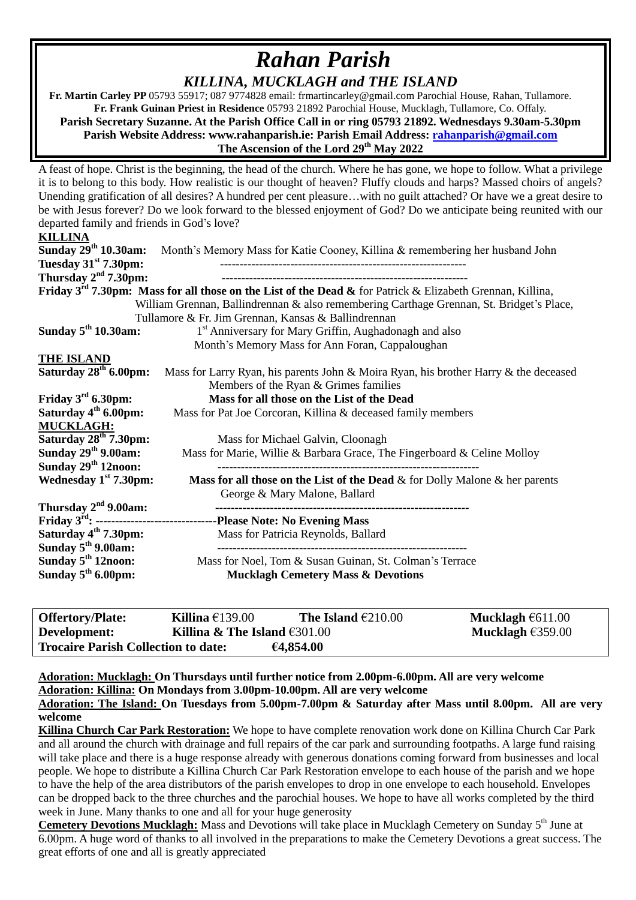# *Rahan Parish*

## *KILLINA, MUCKLAGH and THE ISLAND*

**Fr. Martin Carley PP** 05793 55917; 087 9774828 email: frmartincarley@gmail.com Parochial House, Rahan, Tullamore.
**Fr. Frank Guinan Priest in Residence** 05793 21892 Parochial House, Mucklagh, Tullamore, Co. Offaly.
**Parish Secretary Suzanne. At the Parish Office Call in or ring 05793 21892. Wednesdays 9.30am-5.30pm**
**Parish Website Address: www.rahanparish.ie: Parish Email Address: rahanparish@gmail.com**
**The Ascension of the Lord 29th May 2022**

A feast of hope. Christ is the beginning, the head of the church. Where he has gone, we hope to follow. What a privilege it is to belong to this body. How realistic is our thought of heaven? Fluffy clouds and harps? Massed choirs of angels? Unending gratification of all desires? A hundred per cent pleasure…with no guilt attached? Or have we a great desire to be with Jesus forever? Do we look forward to the blessed enjoyment of God? Do we anticipate being reunited with our departed family and friends in God's love?

**KILLINA**

**Sunday 29th 10.30am:** Month's Memory Mass for Katie Cooney, Killina & remembering her husband John
**Tuesday 31st 7.30pm:** --------------------------------------------------------------
**Thursday 2nd 7.30pm:** --------------------------------------------------------------
**Friday 3rd 7.30pm: Mass for all those on the List of the Dead &** for Patrick & Elizabeth Grennan, Killina, William Grennan, Ballindrennan & also remembering Carthage Grennan, St. Bridget's Place, Tullamore & Fr. Jim Grennan, Kansas & Ballindrennan
**Sunday 5th 10.30am:** 1st Anniversary for Mary Griffin, Aughadonagh and also Month's Memory Mass for Ann Foran, Cappaloughan

**THE ISLAND**

**Saturday 28th 6.00pm:** Mass for Larry Ryan, his parents John & Moira Ryan, his brother Harry & the deceased Members of the Ryan & Grimes families
**Friday 3rd 6.30pm: Mass for all those on the List of the Dead**
**Saturday 4th 6.00pm:** Mass for Pat Joe Corcoran, Killina & deceased family members

**MUCKLAGH:**

**Saturday 28th 7.30pm:** Mass for Michael Galvin, Cloonagh
**Sunday 29th 9.00am:** Mass for Marie, Willie & Barbara Grace, The Fingerboard & Celine Molloy
**Sunday 29th 12noon:** ------------------------------------------------------------------
**Wednesday 1st 7.30pm: Mass for all those on the List of the Dead** & for Dolly Malone & her parents George & Mary Malone, Ballard
**Thursday 2nd 9.00am:** ------------------------------------------------------------------
**Friday 3rd: -------------------------------Please Note: No Evening Mass**
**Saturday 4th 7.30pm:** Mass for Patricia Reynolds, Ballard
**Sunday 5th 9.00am:** ---------------------------------------------------------------
**Sunday 5th 12noon:** Mass for Noel, Tom & Susan Guinan, St. Colman's Terrace
**Sunday 5th 6.00pm: Mucklagh Cemetery Mass & Devotions**

| **Offertory/Plate:** | **Killina** €139.00 | **The Island** €210.00 | **Mucklagh** €611.00 |
|---|---|---|---|
| **Development:** | **Killina & The Island** €301.00 | | **Mucklagh** €359.00 |
| **Trocaire Parish Collection to date:** | | **€4,854.00** | |

**Adoration: Mucklagh: On Thursdays until further notice from 2.00pm-6.00pm. All are very welcome**
**Adoration: Killina: On Mondays from 3.00pm-10.00pm. All are very welcome**
**Adoration: The Island: On Tuesdays from 5.00pm-7.00pm & Saturday after Mass until 8.00pm. All are very welcome**

**Killina Church Car Park Restoration:** We hope to have complete renovation work done on Killina Church Car Park and all around the church with drainage and full repairs of the car park and surrounding footpaths. A large fund raising will take place and there is a huge response already with generous donations coming forward from businesses and local people. We hope to distribute a Killina Church Car Park Restoration envelope to each house of the parish and we hope to have the help of the area distributors of the parish envelopes to drop in one envelope to each household. Envelopes can be dropped back to the three churches and the parochial houses. We hope to have all works completed by the third week in June. Many thanks to one and all for your huge generosity

**Cemetery Devotions Mucklagh:** Mass and Devotions will take place in Mucklagh Cemetery on Sunday 5th June at 6.00pm. A huge word of thanks to all involved in the preparations to make the Cemetery Devotions a great success. The great efforts of one and all is greatly appreciated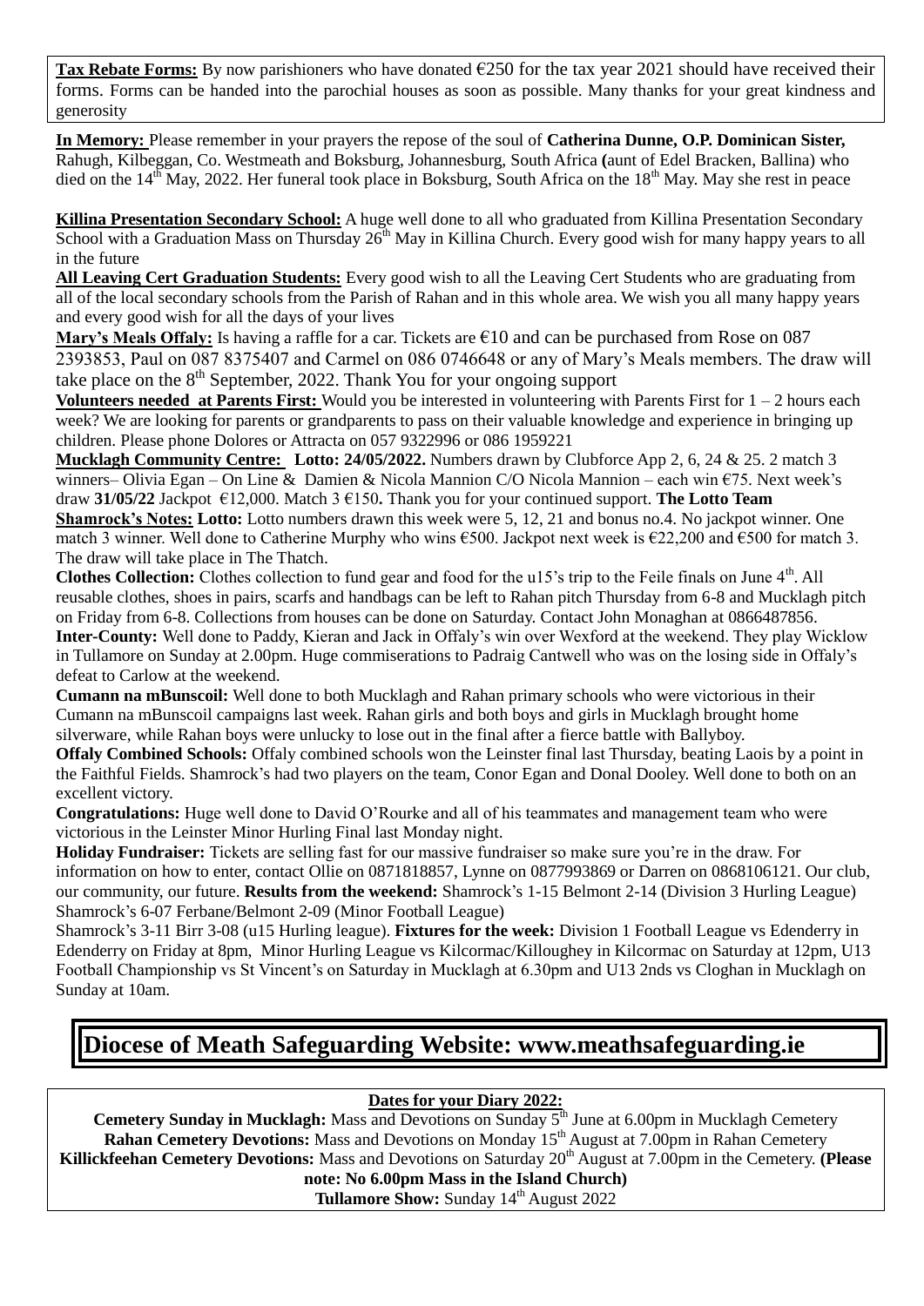**Tax Rebate Forms:** By now parishioners who have donated €250 for the tax year 2021 should have received their forms. Forms can be handed into the parochial houses as soon as possible. Many thanks for your great kindness and generosity

**In Memory:** Please remember in your prayers the repose of the soul of **Catherina Dunne, O.P. Dominican Sister,** Rahugh, Kilbeggan, Co. Westmeath and Boksburg, Johannesburg, South Africa **(**aunt of Edel Bracken, Ballina) who died on the 14th May, 2022. Her funeral took place in Boksburg, South Africa on the 18th May. May she rest in peace

**Killina Presentation Secondary School:** A huge well done to all who graduated from Killina Presentation Secondary School with a Graduation Mass on Thursday 26th May in Killina Church. Every good wish for many happy years to all in the future

**All Leaving Cert Graduation Students:** Every good wish to all the Leaving Cert Students who are graduating from all of the local secondary schools from the Parish of Rahan and in this whole area. We wish you all many happy years and every good wish for all the days of your lives

**Mary's Meals Offaly:** Is having a raffle for a car. Tickets are €10 and can be purchased from Rose on 087 2393853, Paul on 087 8375407 and Carmel on 086 0746648 or any of Mary's Meals members. The draw will take place on the 8th September, 2022. Thank You for your ongoing support

**Volunteers needed at Parents First:** Would you be interested in volunteering with Parents First for 1 – 2 hours each week? We are looking for parents or grandparents to pass on their valuable knowledge and experience in bringing up children. Please phone Dolores or Attracta on 057 9322996 or 086 1959221

**Mucklagh Community Centre: Lotto: 24/05/2022.** Numbers drawn by Clubforce App 2, 6, 24 & 25. 2 match 3 winners– Olivia Egan – On Line & Damien & Nicola Mannion C/O Nicola Mannion – each win €75. Next week's draw **31/05/22** Jackpot €12,000. Match 3 €150**.** Thank you for your continued support. **The Lotto Team**

**Shamrock's Notes: Lotto:** Lotto numbers drawn this week were 5, 12, 21 and bonus no.4. No jackpot winner. One match 3 winner. Well done to Catherine Murphy who wins €500. Jackpot next week is €22,200 and €500 for match 3. The draw will take place in The Thatch.

**Clothes Collection:** Clothes collection to fund gear and food for the u15's trip to the Feile finals on June 4th. All reusable clothes, shoes in pairs, scarfs and handbags can be left to Rahan pitch Thursday from 6-8 and Mucklagh pitch on Friday from 6-8. Collections from houses can be done on Saturday. Contact John Monaghan at 0866487856.

**Inter-County:** Well done to Paddy, Kieran and Jack in Offaly's win over Wexford at the weekend. They play Wicklow in Tullamore on Sunday at 2.00pm. Huge commiserations to Padraig Cantwell who was on the losing side in Offaly's defeat to Carlow at the weekend.

**Cumann na mBunscoil:** Well done to both Mucklagh and Rahan primary schools who were victorious in their Cumann na mBunscoil campaigns last week. Rahan girls and both boys and girls in Mucklagh brought home silverware, while Rahan boys were unlucky to lose out in the final after a fierce battle with Ballyboy.

**Offaly Combined Schools:** Offaly combined schools won the Leinster final last Thursday, beating Laois by a point in the Faithful Fields. Shamrock's had two players on the team, Conor Egan and Donal Dooley. Well done to both on an excellent victory.

**Congratulations:** Huge well done to David O'Rourke and all of his teammates and management team who were victorious in the Leinster Minor Hurling Final last Monday night.

**Holiday Fundraiser:** Tickets are selling fast for our massive fundraiser so make sure you're in the draw. For information on how to enter, contact Ollie on 0871818857, Lynne on 0877993869 or Darren on 0868106121. Our club, our community, our future. **Results from the weekend:** Shamrock's 1-15 Belmont 2-14 (Division 3 Hurling League) Shamrock's 6-07 Ferbane/Belmont 2-09 (Minor Football League)

Shamrock's 3-11 Birr 3-08 (u15 Hurling league). **Fixtures for the week:** Division 1 Football League vs Edenderry in Edenderry on Friday at 8pm, Minor Hurling League vs Kilcormac/Killoughey in Kilcormac on Saturday at 12pm, U13 Football Championship vs St Vincent's on Saturday in Mucklagh at 6.30pm and U13 2nds vs Cloghan in Mucklagh on Sunday at 10am.

# Diocese of Meath Safeguarding Website: www.meathsafeguarding.ie

**Dates for your Diary 2022:**

**Cemetery Sunday in Mucklagh:** Mass and Devotions on Sunday 5th June at 6.00pm in Mucklagh Cemetery

**Rahan Cemetery Devotions:** Mass and Devotions on Monday 15th August at 7.00pm in Rahan Cemetery

**Killickfeehan Cemetery Devotions:** Mass and Devotions on Saturday 20th August at 7.00pm in the Cemetery. **(Please note: No 6.00pm Mass in the Island Church)**

**Tullamore Show:** Sunday 14th August 2022